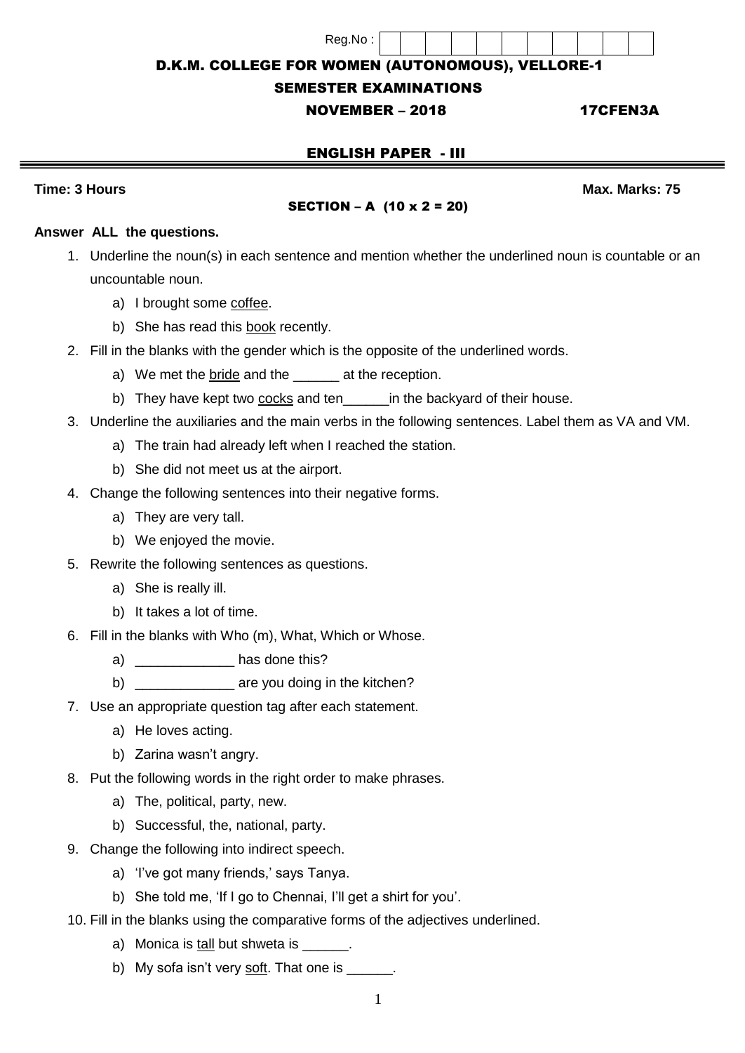Reg.No :

**D.K.M. COLLEGE FOR WOMEN (AUTONOMOUS), VELLORE-1**

**SEMESTER EXAMINATIONS**

**NOVEMBER – 2018** **17CFEN3A**

## ENGLISH PAPER - III

**Time: 3 Hours** **Max. Marks: 75**

### SECTION – A (10 x 2 = 20)

**Answer ALL the questions.**

1. Underline the noun(s) in each sentence and mention whether the underlined noun is countable or an uncountable noun.
   a) I brought some <u>coffee</u>.
   b) She has read this <u>book</u> recently.
2. Fill in the blanks with the gender which is the opposite of the underlined words.
   a) We met the <u>bride</u> and the ______ at the reception.
   b) They have kept two <u>cocks</u> and ten______in the backyard of their house.
3. Underline the auxiliaries and the main verbs in the following sentences. Label them as VA and VM.
   a) The train had already left when I reached the station.
   b) She did not meet us at the airport.
4. Change the following sentences into their negative forms.
   a) They are very tall.
   b) We enjoyed the movie.
5. Rewrite the following sentences as questions.
   a) She is really ill.
   b) It takes a lot of time.
6. Fill in the blanks with Who (m), What, Which or Whose.
   a) _____________ has done this?
   b) _____________ are you doing in the kitchen?
7. Use an appropriate question tag after each statement.
   a) He loves acting.
   b) Zarina wasn't angry.
8. Put the following words in the right order to make phrases.
   a) The, political, party, new.
   b) Successful, the, national, party.
9. Change the following into indirect speech.
   a) 'I've got many friends,' says Tanya.
   b) She told me, 'If I go to Chennai, I'll get a shirt for you'.
10. Fill in the blanks using the comparative forms of the adjectives underlined.
    a) Monica is <u>tall</u> but shweta is ______.
    b) My sofa isn't very <u>soft</u>. That one is ______.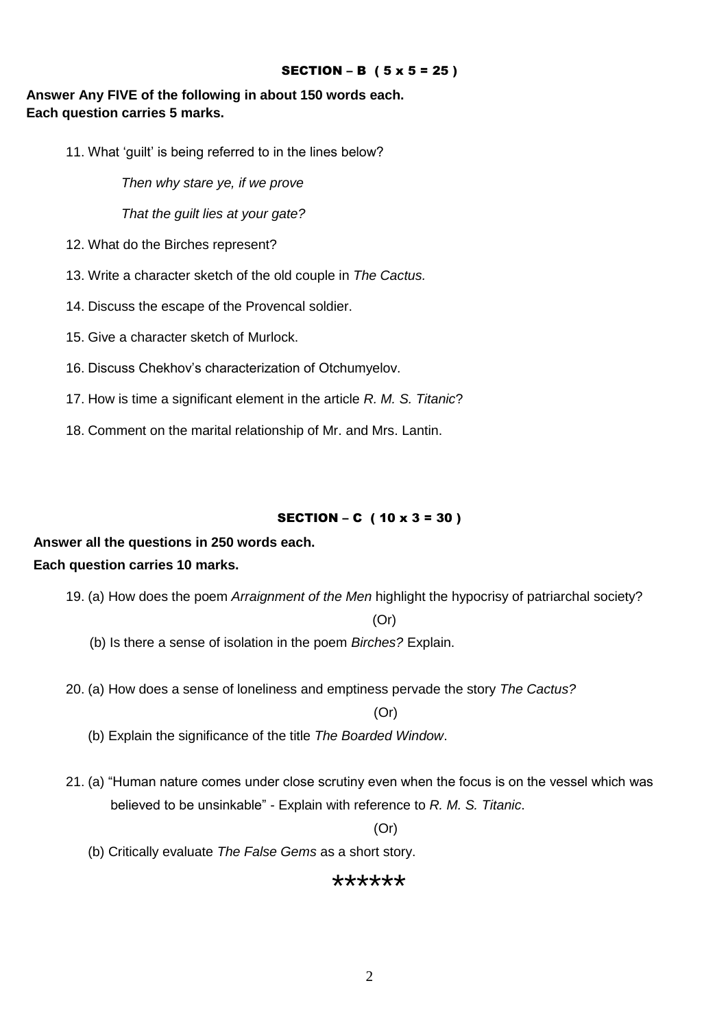## SECTION – B ( 5 x 5 = 25 )

**Answer Any FIVE of the following in about 150 words each.**
**Each question carries 5 marks.**

11. What 'guilt' is being referred to in the lines below?

    *Then why stare ye, if we prove*

    *That the guilt lies at your gate?*

12. What do the Birches represent?

13. Write a character sketch of the old couple in *The Cactus.*

14. Discuss the escape of the Provencal soldier.

15. Give a character sketch of Murlock.

16. Discuss Chekhov's characterization of Otchumyelov.

17. How is time a significant element in the article *R. M. S. Titanic*?

18. Comment on the marital relationship of Mr. and Mrs. Lantin.

## SECTION – C ( 10 x 3 = 30 )

**Answer all the questions in 250 words each.**
**Each question carries 10 marks.**

19. (a) How does the poem *Arraignment of the Men* highlight the hypocrisy of patriarchal society?

    (Or)

    (b) Is there a sense of isolation in the poem *Birches?* Explain.

20. (a) How does a sense of loneliness and emptiness pervade the story *The Cactus?*

    (Or)

    (b) Explain the significance of the title *The Boarded Window*.

21. (a) "Human nature comes under close scrutiny even when the focus is on the vessel which was believed to be unsinkable" - Explain with reference to *R. M. S. Titanic*.

    (Or)

    (b) Critically evaluate *The False Gems* as a short story.

******